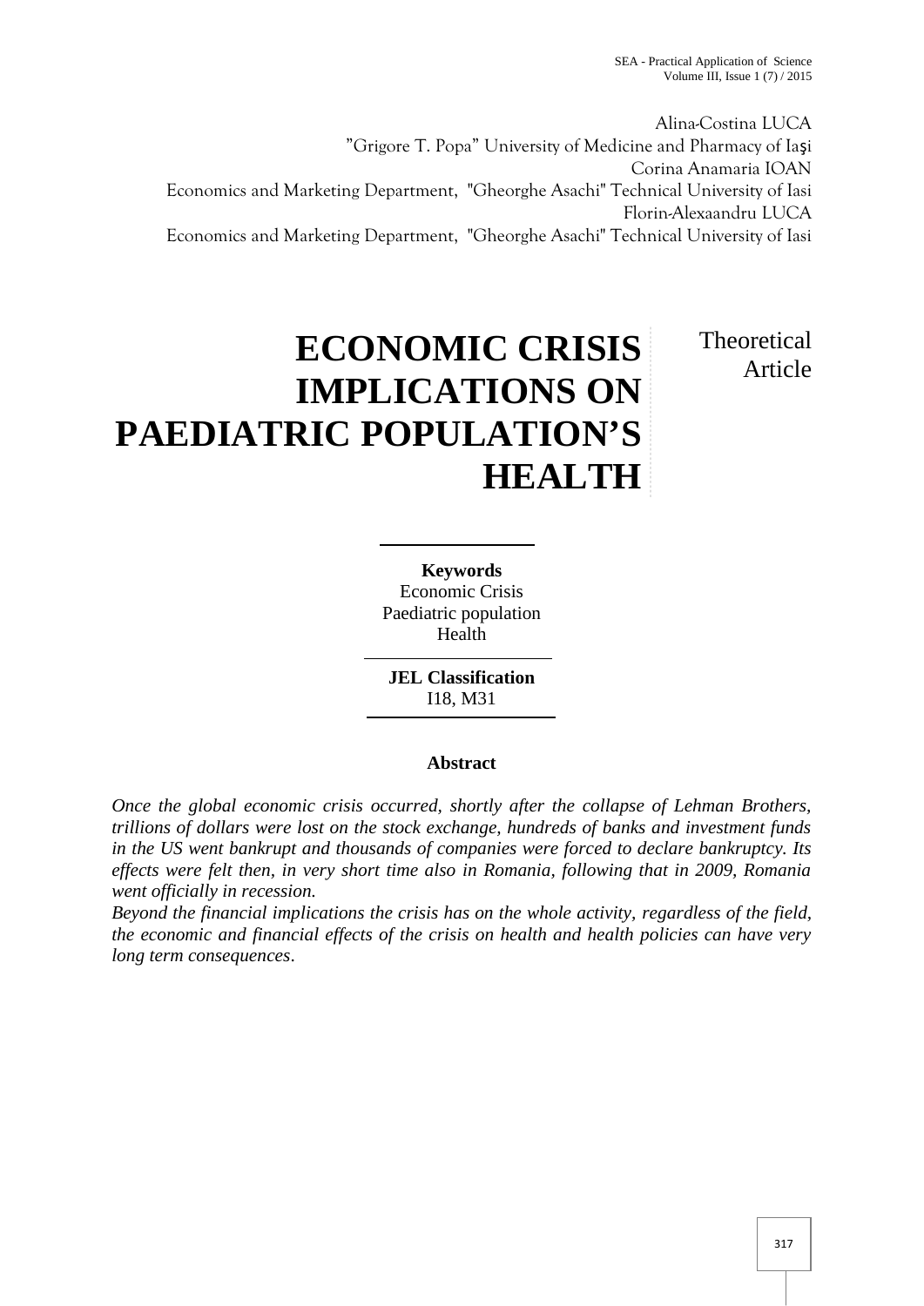Alina-Costina LUCA
"Grigore T. Popa" University of Medicine and Pharmacy of Iaşi
Corina Anamaria IOAN
Economics and Marketing Department, "Gheorghe Asachi" Technical University of Iasi
Florin-Alexaandru LUCA
Economics and Marketing Department, "Gheorghe Asachi" Technical University of Iasi

# ECONOMIC CRISIS IMPLICATIONS ON PAEDIATRIC POPULATION'S HEALTH

Theoretical Article

**Keywords**
Economic Crisis
Paediatric population
Health

**JEL Classification**
I18, M31

**Abstract**

*Once the global economic crisis occurred, shortly after the collapse of Lehman Brothers, trillions of dollars were lost on the stock exchange, hundreds of banks and investment funds in the US went bankrupt and thousands of companies were forced to declare bankruptcy. Its effects were felt then, in very short time also in Romania, following that in 2009, Romania went officially in recession.*

*Beyond the financial implications the crisis has on the whole activity, regardless of the field, the economic and financial effects of the crisis on health and health policies can have very long term consequences.*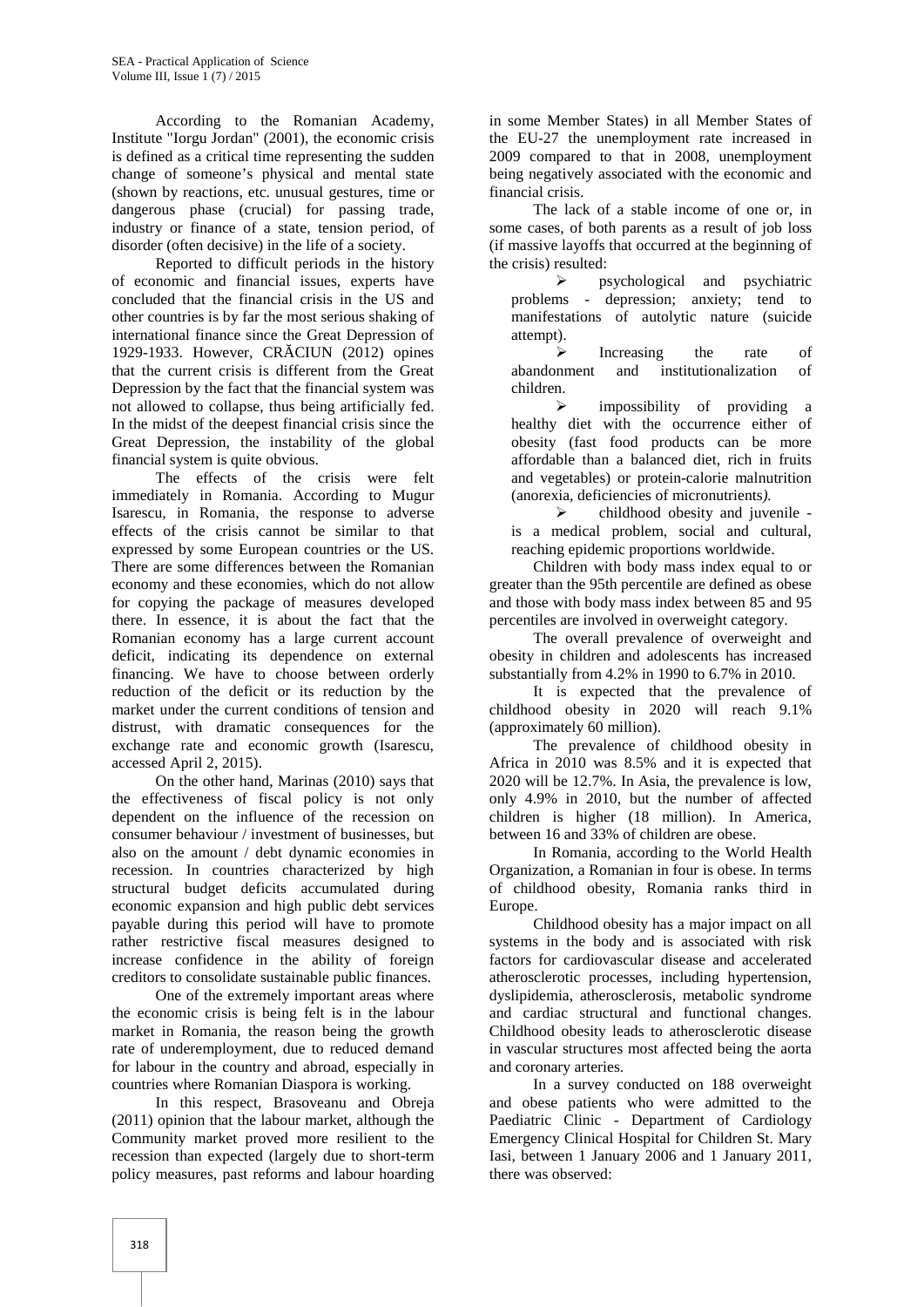According to the Romanian Academy, Institute "Iorgu Jordan" (2001), the economic crisis is defined as a critical time representing the sudden change of someone's physical and mental state (shown by reactions, etc. unusual gestures, time or dangerous phase (crucial) for passing trade, industry or finance of a state, tension period, of disorder (often decisive) in the life of a society.

Reported to difficult periods in the history of economic and financial issues, experts have concluded that the financial crisis in the US and other countries is by far the most serious shaking of international finance since the Great Depression of 1929-1933. However, CRĂCIUN (2012) opines that the current crisis is different from the Great Depression by the fact that the financial system was not allowed to collapse, thus being artificially fed. In the midst of the deepest financial crisis since the Great Depression, the instability of the global financial system is quite obvious.

The effects of the crisis were felt immediately in Romania. According to Mugur Isarescu, in Romania, the response to adverse effects of the crisis cannot be similar to that expressed by some European countries or the US. There are some differences between the Romanian economy and these economies, which do not allow for copying the package of measures developed there. In essence, it is about the fact that the Romanian economy has a large current account deficit, indicating its dependence on external financing. We have to choose between orderly reduction of the deficit or its reduction by the market under the current conditions of tension and distrust, with dramatic consequences for the exchange rate and economic growth (Isarescu, accessed April 2, 2015).

On the other hand, Marinas (2010) says that the effectiveness of fiscal policy is not only dependent on the influence of the recession on consumer behaviour / investment of businesses, but also on the amount / debt dynamic economies in recession. In countries characterized by high structural budget deficits accumulated during economic expansion and high public debt services payable during this period will have to promote rather restrictive fiscal measures designed to increase confidence in the ability of foreign creditors to consolidate sustainable public finances.

One of the extremely important areas where the economic crisis is being felt is in the labour market in Romania, the reason being the growth rate of underemployment, due to reduced demand for labour in the country and abroad, especially in countries where Romanian Diaspora is working.

In this respect, Brasoveanu and Obreja (2011) opinion that the labour market, although the Community market proved more resilient to the recession than expected (largely due to short-term policy measures, past reforms and labour hoarding in some Member States) in all Member States of the EU-27 the unemployment rate increased in 2009 compared to that in 2008, unemployment being negatively associated with the economic and financial crisis.

The lack of a stable income of one or, in some cases, of both parents as a result of job loss (if massive layoffs that occurred at the beginning of the crisis) resulted:

- psychological and psychiatric problems - depression; anxiety; tend to manifestations of autolytic nature (suicide attempt).
- Increasing the rate of abandonment and institutionalization of children.
- impossibility of providing a healthy diet with the occurrence either of obesity (fast food products can be more affordable than a balanced diet, rich in fruits and vegetables) or protein-calorie malnutrition (anorexia, deficiencies of micronutrients*).*
- childhood obesity and juvenile - is a medical problem, social and cultural, reaching epidemic proportions worldwide.

Children with body mass index equal to or greater than the 95th percentile are defined as obese and those with body mass index between 85 and 95 percentiles are involved in overweight category.

The overall prevalence of overweight and obesity in children and adolescents has increased substantially from 4.2% in 1990 to 6.7% in 2010.

It is expected that the prevalence of childhood obesity in 2020 will reach 9.1% (approximately 60 million).

The prevalence of childhood obesity in Africa in 2010 was 8.5% and it is expected that 2020 will be 12.7%. In Asia, the prevalence is low, only 4.9% in 2010, but the number of affected children is higher (18 million). In America, between 16 and 33% of children are obese.

In Romania, according to the World Health Organization, a Romanian in four is obese. In terms of childhood obesity, Romania ranks third in Europe.

Childhood obesity has a major impact on all systems in the body and is associated with risk factors for cardiovascular disease and accelerated atherosclerotic processes, including hypertension, dyslipidemia, atherosclerosis, metabolic syndrome and cardiac structural and functional changes. Childhood obesity leads to atherosclerotic disease in vascular structures most affected being the aorta and coronary arteries.

In a survey conducted on 188 overweight and obese patients who were admitted to the Paediatric Clinic - Department of Cardiology Emergency Clinical Hospital for Children St. Mary Iasi, between 1 January 2006 and 1 January 2011, there was observed: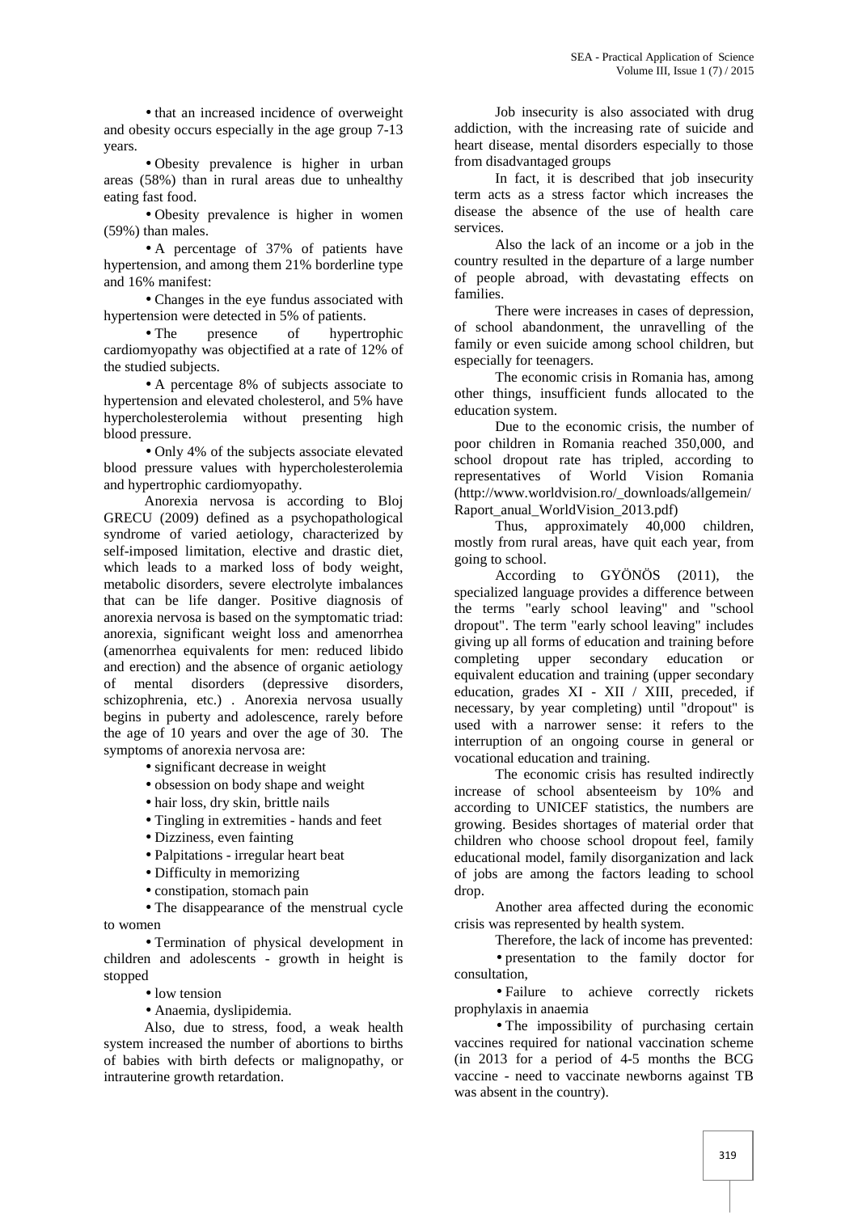- that an increased incidence of overweight and obesity occurs especially in the age group 7-13 years.
- Obesity prevalence is higher in urban areas (58%) than in rural areas due to unhealthy eating fast food.
- Obesity prevalence is higher in women (59%) than males.
- A percentage of 37% of patients have hypertension, and among them 21% borderline type and 16% manifest:
- Changes in the eye fundus associated with hypertension were detected in 5% of patients.
- The presence of hypertrophic cardiomyopathy was objectified at a rate of 12% of the studied subjects.
- A percentage 8% of subjects associate to hypertension and elevated cholesterol, and 5% have hypercholesterolemia without presenting high blood pressure.
- Only 4% of the subjects associate elevated blood pressure values with hypercholesterolemia and hypertrophic cardiomyopathy.

Anorexia nervosa is according to Bloj GRECU (2009) defined as a psychopathological syndrome of varied aetiology, characterized by self-imposed limitation, elective and drastic diet, which leads to a marked loss of body weight, metabolic disorders, severe electrolyte imbalances that can be life danger. Positive diagnosis of anorexia nervosa is based on the symptomatic triad: anorexia, significant weight loss and amenorrhea (amenorrhea equivalents for men: reduced libido and erection) and the absence of organic aetiology of mental disorders (depressive disorders, schizophrenia, etc.) . Anorexia nervosa usually begins in puberty and adolescence, rarely before the age of 10 years and over the age of 30. The symptoms of anorexia nervosa are:

- significant decrease in weight
- obsession on body shape and weight
- hair loss, dry skin, brittle nails
- Tingling in extremities - hands and feet
- Dizziness, even fainting
- Palpitations - irregular heart beat
- Difficulty in memorizing
- constipation, stomach pain
- The disappearance of the menstrual cycle to women
- Termination of physical development in children and adolescents - growth in height is stopped
- low tension
- Anaemia, dyslipidemia.

Also, due to stress, food, a weak health system increased the number of abortions to births of babies with birth defects or malignopathy, or intrauterine growth retardation.

Job insecurity is also associated with drug addiction, with the increasing rate of suicide and heart disease, mental disorders especially to those from disadvantaged groups

In fact, it is described that job insecurity term acts as a stress factor which increases the disease the absence of the use of health care services.

Also the lack of an income or a job in the country resulted in the departure of a large number of people abroad, with devastating effects on families.

There were increases in cases of depression, of school abandonment, the unravelling of the family or even suicide among school children, but especially for teenagers.

The economic crisis in Romania has, among other things, insufficient funds allocated to the education system.

Due to the economic crisis, the number of poor children in Romania reached 350,000, and school dropout rate has tripled, according to representatives of World Vision Romania (http://www.worldvision.ro/_downloads/allgemein/Raport_anual_WorldVision_2013.pdf)

Thus, approximately 40,000 children, mostly from rural areas, have quit each year, from going to school.

According to GYÖNÖS (2011), the specialized language provides a difference between the terms "early school leaving" and "school dropout". The term "early school leaving" includes giving up all forms of education and training before completing upper secondary education or equivalent education and training (upper secondary education, grades XI - XII / XIII, preceded, if necessary, by year completing) until "dropout" is used with a narrower sense: it refers to the interruption of an ongoing course in general or vocational education and training.

The economic crisis has resulted indirectly increase of school absenteeism by 10% and according to UNICEF statistics, the numbers are growing. Besides shortages of material order that children who choose school dropout feel, family educational model, family disorganization and lack of jobs are among the factors leading to school drop.

Another area affected during the economic crisis was represented by health system.

Therefore, the lack of income has prevented:

- presentation to the family doctor for consultation,
- Failure to achieve correctly rickets prophylaxis in anaemia
- The impossibility of purchasing certain vaccines required for national vaccination scheme (in 2013 for a period of 4-5 months the BCG vaccine - need to vaccinate newborns against TB was absent in the country).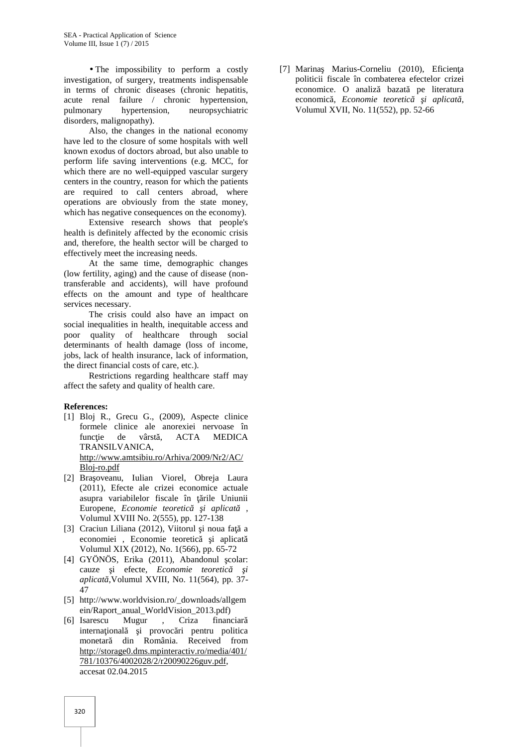• The impossibility to perform a costly investigation, of surgery, treatments indispensable in terms of chronic diseases (chronic hepatitis, acute renal failure / chronic hypertension, pulmonary hypertension, neuropsychiatric disorders, malignopathy).

Also, the changes in the national economy have led to the closure of some hospitals with well known exodus of doctors abroad, but also unable to perform life saving interventions (e.g. MCC, for which there are no well-equipped vascular surgery centers in the country, reason for which the patients are required to call centers abroad, where operations are obviously from the state money, which has negative consequences on the economy).

Extensive research shows that people's health is definitely affected by the economic crisis and, therefore, the health sector will be charged to effectively meet the increasing needs.

At the same time, demographic changes (low fertility, aging) and the cause of disease (non-transferable and accidents), will have profound effects on the amount and type of healthcare services necessary.

The crisis could also have an impact on social inequalities in health, inequitable access and poor quality of healthcare through social determinants of health damage (loss of income, jobs, lack of health insurance, lack of information, the direct financial costs of care, etc.).

Restrictions regarding healthcare staff may affect the safety and quality of health care.

**References:**

[1] Bloj R., Grecu G., (2009), Aspecte clinice formele clinice ale anorexiei nervoase în funcţie de vârstă, ACTA MEDICA TRANSILVANICA, http://www.amtsibiu.ro/Arhiva/2009/Nr2/AC/Bloj-ro.pdf

[2] Braşoveanu, Iulian Viorel, Obreja Laura (2011), Efecte ale crizei economice actuale asupra variabilelor fiscale în ţările Uniunii Europene, *Economie teoretică şi aplicată* , Volumul XVIII No. 2(555), pp. 127-138

[3] Craciun Liliana (2012), Viitorul şi noua faţă a economiei , Economie teoretică şi aplicată Volumul XIX (2012), No. 1(566), pp. 65-72

[4] GYÖNÖS, Erika (2011), Abandonul şcolar: cauze şi efecte, *Economie teoretică şi aplicată*,Volumul XVIII, No. 11(564), pp. 37-47

[5] http://www.worldvision.ro/_downloads/allgemein/Raport_anual_WorldVision_2013.pdf)

[6] Isarescu Mugur , Criza financiară internaţională şi provocări pentru politica monetară din România. Received from http://storage0.dms.mpinteractiv.ro/media/401/781/10376/4002028/2/r20090226guv.pdf, accesat 02.04.2015

[7] Marinaş Marius-Corneliu (2010), Eficienţa politicii fiscale în combaterea efectelor crizei economice. O analiză bazată pe literatura economică, *Economie teoretică şi aplicată*, Volumul XVII, No. 11(552), pp. 52-66